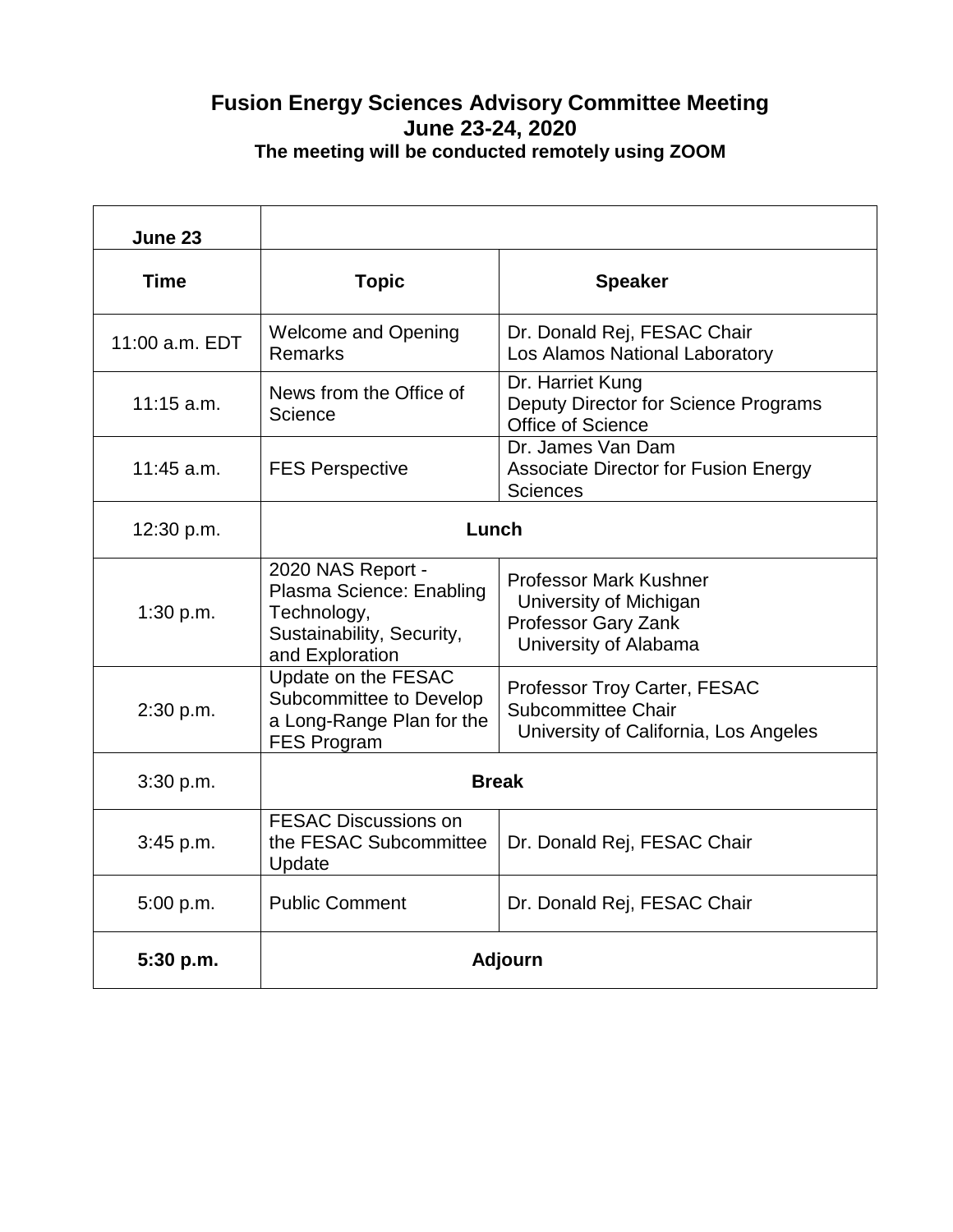# Fusion Energy Sciences Advisory Committee Meeting
## June 23-24, 2020
### The meeting will be conducted remotely using ZOOM

| **June 23** | | |
|---|---|---|
| **Time** | **Topic** | **Speaker** |
| 11:00 a.m. EDT | Welcome and Opening Remarks | Dr. Donald Rej, FESAC Chair<br>Los Alamos National Laboratory |
| 11:15 a.m. | News from the Office of Science | Dr. Harriet Kung<br>Deputy Director for Science Programs<br>Office of Science |
| 11:45 a.m. | FES Perspective | Dr. James Van Dam<br>Associate Director for Fusion Energy Sciences |
| 12:30 p.m. | **Lunch** | |
| 1:30 p.m. | 2020 NAS Report - Plasma Science: Enabling Technology, Sustainability, Security, and Exploration | Professor Mark Kushner<br>University of Michigan<br>Professor Gary Zank<br>University of Alabama |
| 2:30 p.m. | Update on the FESAC Subcommittee to Develop a Long-Range Plan for the FES Program | Professor Troy Carter, FESAC Subcommittee Chair<br>University of California, Los Angeles |
| 3:30 p.m. | **Break** | |
| 3:45 p.m. | FESAC Discussions on the FESAC Subcommittee Update | Dr. Donald Rej, FESAC Chair |
| 5:00 p.m. | Public Comment | Dr. Donald Rej, FESAC Chair |
| **5:30 p.m.** | **Adjourn** | |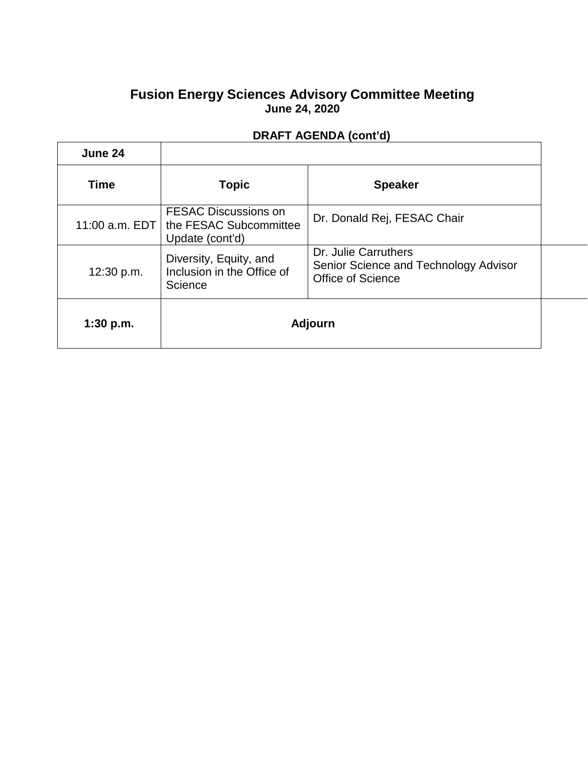## Fusion Energy Sciences Advisory Committee Meeting

**June 24, 2020**

**DRAFT AGENDA (cont'd)**

| **June 24** | | |
|---|---|---|
| **Time** | **Topic** | **Speaker** |
| 11:00 a.m. EDT | FESAC Discussions on the FESAC Subcommittee Update (cont'd) | Dr. Donald Rej, FESAC Chair |
| 12:30 p.m. | Diversity, Equity, and Inclusion in the Office of Science | Dr. Julie Carruthers<br>Senior Science and Technology Advisor<br>Office of Science |
| **1:30 p.m.** | **Adjourn** | |